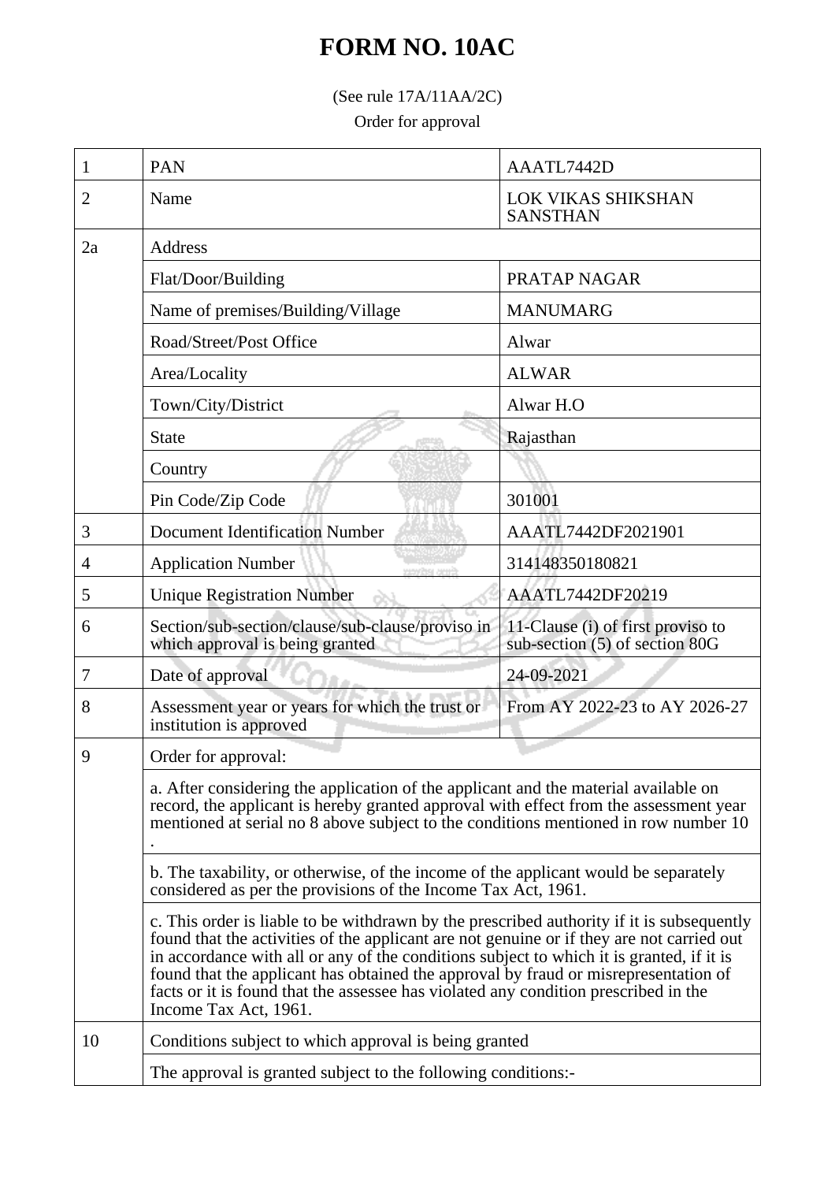# FORM NO. 10AC

(See rule 17A/11AA/2C)

Order for approval

| 1 | PAN | AAATL7442D |
|---|---|---|
| 2 | Name | LOK VIKAS SHIKSHAN SANSTHAN |
| 2a | Address | |
| | Flat/Door/Building | PRATAP NAGAR |
| | Name of premises/Building/Village | MANUMARG |
| | Road/Street/Post Office | Alwar |
| | Area/Locality | ALWAR |
| | Town/City/District | Alwar H.O |
| | State | Rajasthan |
| | Country | |
| | Pin Code/Zip Code | 301001 |
| 3 | Document Identification Number | AAATL7442DF2021901 |
| 4 | Application Number | 314148350180821 |
| 5 | Unique Registration Number | AAATL7442DF20219 |
| 6 | Section/sub-section/clause/sub-clause/proviso in which approval is being granted | 11-Clause (i) of first proviso to sub-section (5) of section 80G |
| 7 | Date of approval | 24-09-2021 |
| 8 | Assessment year or years for which the trust or institution is approved | From AY 2022-23 to AY 2026-27 |
| 9 | Order for approval: | |
| | a. After considering the application of the applicant and the material available on record, the applicant is hereby granted approval with effect from the assessment year mentioned at serial no 8 above subject to the conditions mentioned in row number 10 . | |
| | b. The taxability, or otherwise, of the income of the applicant would be separately considered as per the provisions of the Income Tax Act, 1961. | |
| | c. This order is liable to be withdrawn by the prescribed authority if it is subsequently found that the activities of the applicant are not genuine or if they are not carried out in accordance with all or any of the conditions subject to which it is granted, if it is found that the applicant has obtained the approval by fraud or misrepresentation of facts or it is found that the assessee has violated any condition prescribed in the Income Tax Act, 1961. | |
| 10 | Conditions subject to which approval is being granted | |
| | The approval is granted subject to the following conditions:- | |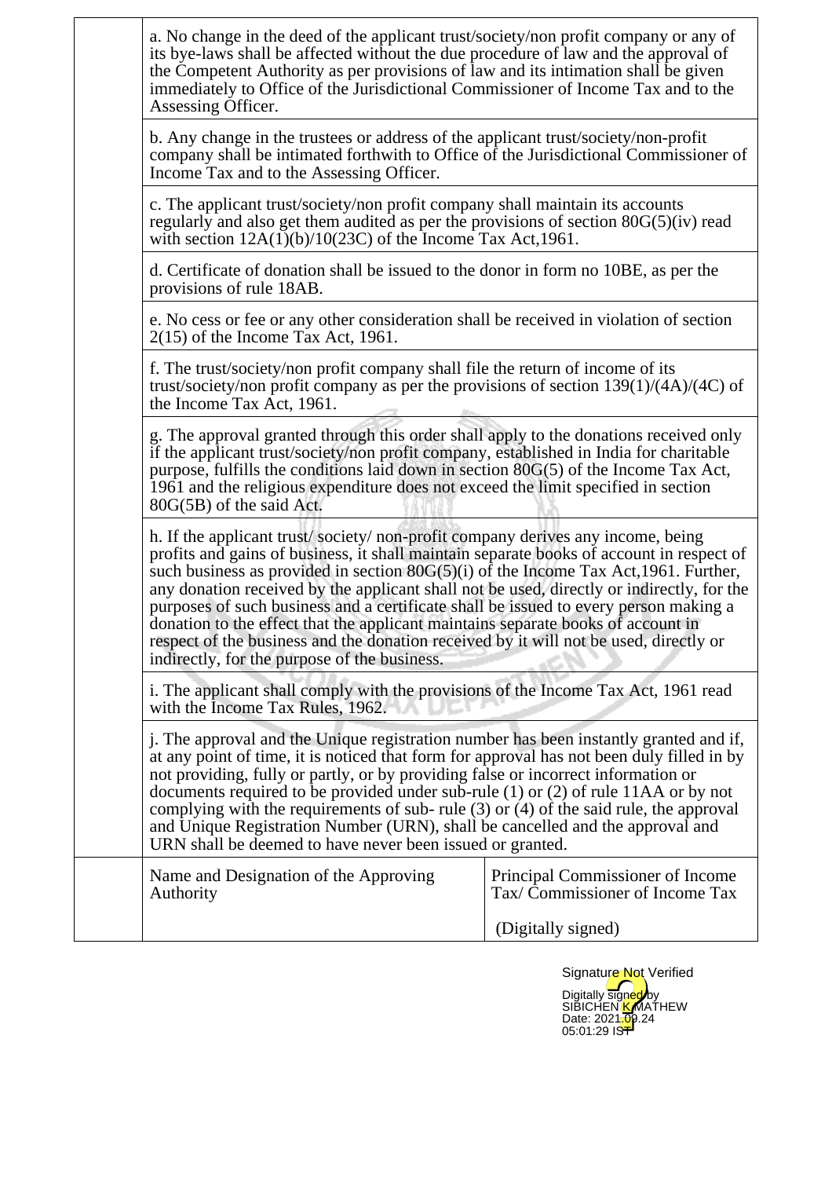| | | |
|---|---|---|
| | a. No change in the deed of the applicant trust/society/non profit company or any of its bye-laws shall be affected without the due procedure of law and the approval of the Competent Authority as per provisions of law and its intimation shall be given immediately to Office of the Jurisdictional Commissioner of Income Tax and to the Assessing Officer. | |
| | b. Any change in the trustees or address of the applicant trust/society/non-profit company shall be intimated forthwith to Office of the Jurisdictional Commissioner of Income Tax and to the Assessing Officer. | |
| | c. The applicant trust/society/non profit company shall maintain its accounts regularly and also get them audited as per the provisions of section 80G(5)(iv) read with section 12A(1)(b)/10(23C) of the Income Tax Act,1961. | |
| | d. Certificate of donation shall be issued to the donor in form no 10BE, as per the provisions of rule 18AB. | |
| | e. No cess or fee or any other consideration shall be received in violation of section 2(15) of the Income Tax Act, 1961. | |
| | f. The trust/society/non profit company shall file the return of income of its trust/society/non profit company as per the provisions of section 139(1)/(4A)/(4C) of the Income Tax Act, 1961. | |
| | g. The approval granted through this order shall apply to the donations received only if the applicant trust/society/non profit company, established in India for charitable purpose, fulfills the conditions laid down in section 80G(5) of the Income Tax Act, 1961 and the religious expenditure does not exceed the limit specified in section 80G(5B) of the said Act. | |
| | h. If the applicant trust/ society/ non-profit company derives any income, being profits and gains of business, it shall maintain separate books of account in respect of such business as provided in section 80G(5)(i) of the Income Tax Act,1961. Further, any donation received by the applicant shall not be used, directly or indirectly, for the purposes of such business and a certificate shall be issued to every person making a donation to the effect that the applicant maintains separate books of account in respect of the business and the donation received by it will not be used, directly or indirectly, for the purpose of the business. | |
| | i. The applicant shall comply with the provisions of the Income Tax Act, 1961 read with the Income Tax Rules, 1962. | |
| | j. The approval and the Unique registration number has been instantly granted and if, at any point of time, it is noticed that form for approval has not been duly filled in by not providing, fully or partly, or by providing false or incorrect information or documents required to be provided under sub-rule (1) or (2) of rule 11AA or by not complying with the requirements of sub- rule (3) or (4) of the said rule, the approval and Unique Registration Number (URN), shall be cancelled and the approval and URN shall be deemed to have never been issued or granted. | |
| | Name and Designation of the Approving Authority | Principal Commissioner of Income Tax/ Commissioner of Income Tax |
| | | (Digitally signed) |

Signature Not Verified
Digitally signed by SIBICHEN K MATHEW
Date: 2021.09.24 05:01:29 IST